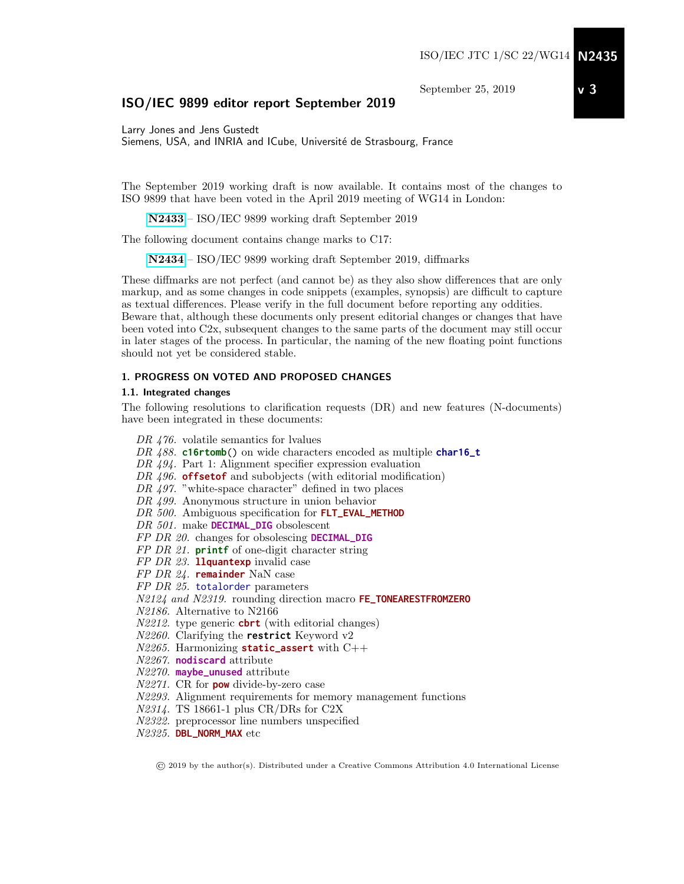ISO/IEC JTC 1/SC 22/WG14 **N2435**

September 25, 2019 **v 3**

# ISO/IEC 9899 editor report September 2019

Larry Jones and Jens Gustedt
Siemens, USA, and INRIA and ICube, Université de Strasbourg, France

The September 2019 working draft is now available. It contains most of the changes to ISO 9899 that have been voted in the April 2019 meeting of WG14 in London:

> **N2433** – ISO/IEC 9899 working draft September 2019

The following document contains change marks to C17:

> **N2434** – ISO/IEC 9899 working draft September 2019, diffmarks

These diffmarks are not perfect (and cannot be) as they also show differences that are only markup, and as some changes in code snippets (examples, synopsis) are difficult to capture as textual differences. Please verify in the full document before reporting any oddities. Beware that, although these documents only present editorial changes or changes that have been voted into C2x, subsequent changes to the same parts of the document may still occur in later stages of the process. In particular, the naming of the new floating point functions should not yet be considered stable.

## 1. PROGRESS ON VOTED AND PROPOSED CHANGES

### 1.1. Integrated changes

The following resolutions to clarification requests (DR) and new features (N-documents) have been integrated in these documents:

- *DR 476.* volatile semantics for lvalues
- *DR 488.* **c16rtomb()** on wide characters encoded as multiple **char16_t**
- *DR 494.* Part 1: Alignment specifier expression evaluation
- *DR 496.* **offsetof** and subobjects (with editorial modification)
- *DR 497.* "white-space character" defined in two places
- *DR 499.* Anonymous structure in union behavior
- *DR 500.* Ambiguous specification for **FLT_EVAL_METHOD**
- *DR 501.* make **DECIMAL_DIG** obsolescent
- *FP DR 20.* changes for obsolescing **DECIMAL_DIG**
- *FP DR 21.* **printf** of one-digit character string
- *FP DR 23.* **llquantexp** invalid case
- *FP DR 24.* **remainder** NaN case
- *FP DR 25.* totalorder parameters
- *N2124 and N2319.* rounding direction macro **FE_TONEARESTFROMZERO**
- *N2186.* Alternative to N2166
- *N2212.* type generic **cbrt** (with editorial changes)
- *N2260.* Clarifying the **restrict** Keyword v2
- *N2265.* Harmonizing **static_assert** with C++
- *N2267.* **nodiscard** attribute
- *N2270.* **maybe_unused** attribute
- *N2271.* CR for **pow** divide-by-zero case
- *N2293.* Alignment requirements for memory management functions
- *N2314.* TS 18661-1 plus CR/DRs for C2X
- *N2322.* preprocessor line numbers unspecified
- *N2325.* **DBL_NORM_MAX** etc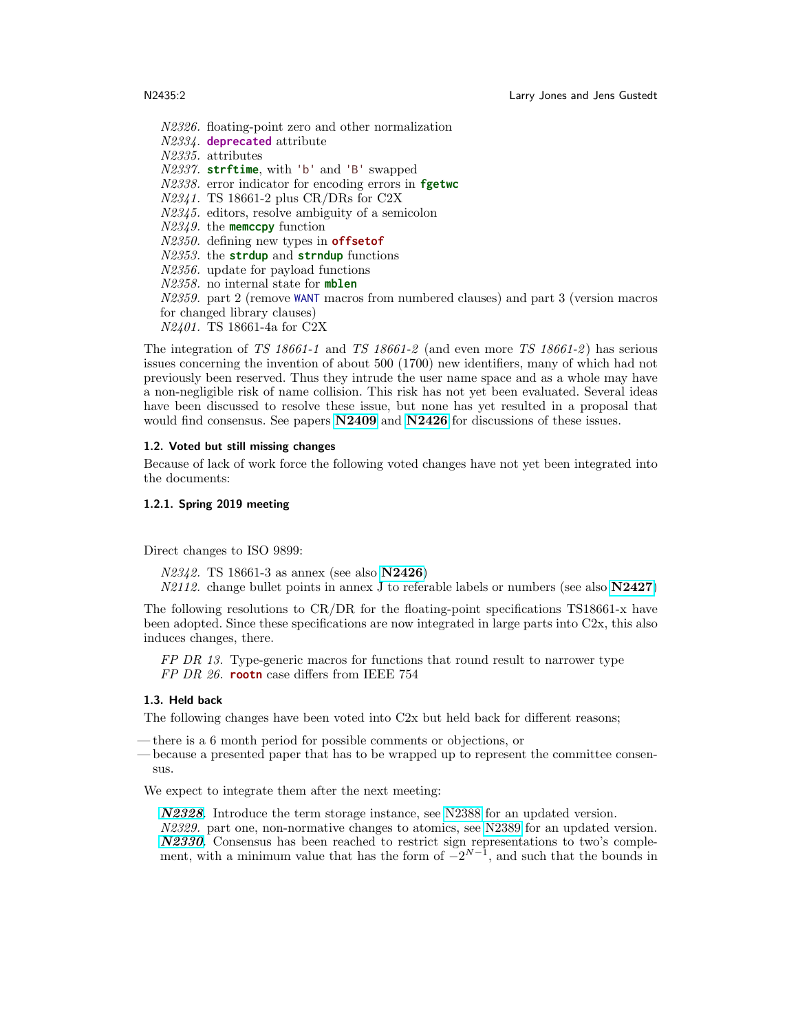*N2326*. floating-point zero and other normalization
*N2334*. **deprecated** attribute
*N2335*. attributes
*N2337*. **strftime**, with 'b' and 'B' swapped
*N2338*. error indicator for encoding errors in **fgetwc**
*N2341*. TS 18661-2 plus CR/DRs for C2X
*N2345*. editors, resolve ambiguity of a semicolon
*N2349*. the **memccpy** function
*N2350*. defining new types in **offsetof**
*N2353*. the **strdup** and **strndup** functions
*N2356*. update for payload functions
*N2358*. no internal state for **mblen**
*N2359*. part 2 (remove WANT macros from numbered clauses) and part 3 (version macros for changed library clauses)
*N2401*. TS 18661-4a for C2X

The integration of *TS 18661-1* and *TS 18661-2* (and even more *TS 18661-2*) has serious issues concerning the invention of about 500 (1700) new identifiers, many of which had not previously been reserved. Thus they intrude the user name space and as a whole may have a non-negligible risk of name collision. This risk has not yet been evaluated. Several ideas have been discussed to resolve these issue, but none has yet resulted in a proposal that would find consensus. See papers **N2409** and **N2426** for discussions of these issues.

### 1.2. Voted but still missing changes

Because of lack of work force the following voted changes have not yet been integrated into the documents:

#### 1.2.1. Spring 2019 meeting

Direct changes to ISO 9899:

*N2342*. TS 18661-3 as annex (see also **N2426**)
*N2112*. change bullet points in annex J to referable labels or numbers (see also **N2427**)

The following resolutions to CR/DR for the floating-point specifications TS18661-x have been adopted. Since these specifications are now integrated in large parts into C2x, this also induces changes, there.

*FP DR 13*. Type-generic macros for functions that round result to narrower type
*FP DR 26*. **rootn** case differs from IEEE 754

### 1.3. Held back

The following changes have been voted into C2x but held back for different reasons;

— there is a 6 month period for possible comments or objections, or
— because a presented paper that has to be wrapped up to represent the committee consensus.

We expect to integrate them after the next meeting:

***N2328***. Introduce the term storage instance, see N2388 for an updated version.
*N2329*. part one, non-normative changes to atomics, see N2389 for an updated version.
***N2330***. Consensus has been reached to restrict sign representations to two's complement, with a minimum value that has the form of $-2^{N-1}$, and such that the bounds in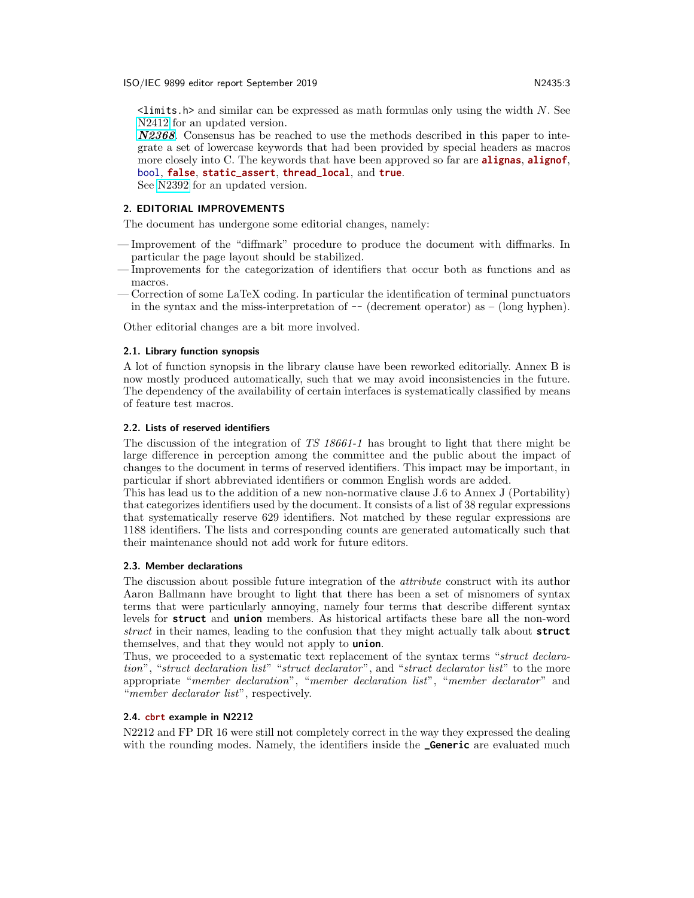`<limits.h>` and similar can be expressed as math formulas only using the width $N$. See N2412 for an updated version.

***N2368***. Consensus has be reached to use the methods described in this paper to integrate a set of lowercase keywords that had been provided by special headers as macros more closely into C. The keywords that have been approved so far are **`alignas`**, **`alignof`**, `bool`, **`false`**, **`static_assert`**, **`thread_local`**, and **`true`**.
See N2392 for an updated version.

## 2. EDITORIAL IMPROVEMENTS

The document has undergone some editorial changes, namely:

— Improvement of the "diffmark" procedure to produce the document with diffmarks. In particular the page layout should be stabilized.
— Improvements for the categorization of identifiers that occur both as functions and as macros.
— Correction of some LaTeX coding. In particular the identification of terminal punctuators in the syntax and the miss-interpretation of `--` (decrement operator) as – (long hyphen).

Other editorial changes are a bit more involved.

### 2.1. Library function synopsis

A lot of function synopsis in the library clause have been reworked editorially. Annex B is now mostly produced automatically, such that we may avoid inconsistencies in the future. The dependency of the availability of certain interfaces is systematically classified by means of feature test macros.

### 2.2. Lists of reserved identifiers

The discussion of the integration of *TS 18661-1* has brought to light that there might be large difference in perception among the committee and the public about the impact of changes to the document in terms of reserved identifiers. This impact may be important, in particular if short abbreviated identifiers or common English words are added.
This has lead us to the addition of a new non-normative clause J.6 to Annex J (Portability) that categorizes identifiers used by the document. It consists of a list of 38 regular expressions that systematically reserve 629 identifiers. Not matched by these regular expressions are 1188 identifiers. The lists and corresponding counts are generated automatically such that their maintenance should not add work for future editors.

### 2.3. Member declarations

The discussion about possible future integration of the *attribute* construct with its author Aaron Ballmann have brought to light that there has been a set of misnomers of syntax terms that were particularly annoying, namely four terms that describe different syntax levels for **`struct`** and **`union`** members. As historical artifacts these bare all the non-word *struct* in their names, leading to the confusion that they might actually talk about **`struct`** themselves, and that they would not apply to **`union`**.
Thus, we proceeded to a systematic text replacement of the syntax terms "*struct declaration*", "*struct declaration list*" "*struct declarator*", and "*struct declarator list*" to the more appropriate "*member declaration*", "*member declaration list*", "*member declarator*" and "*member declarator list*", respectively.

### 2.4. `cbrt` example in N2212

N2212 and FP DR 16 were still not completely correct in the way they expressed the dealing with the rounding modes. Namely, the identifiers inside the **`_Generic`** are evaluated much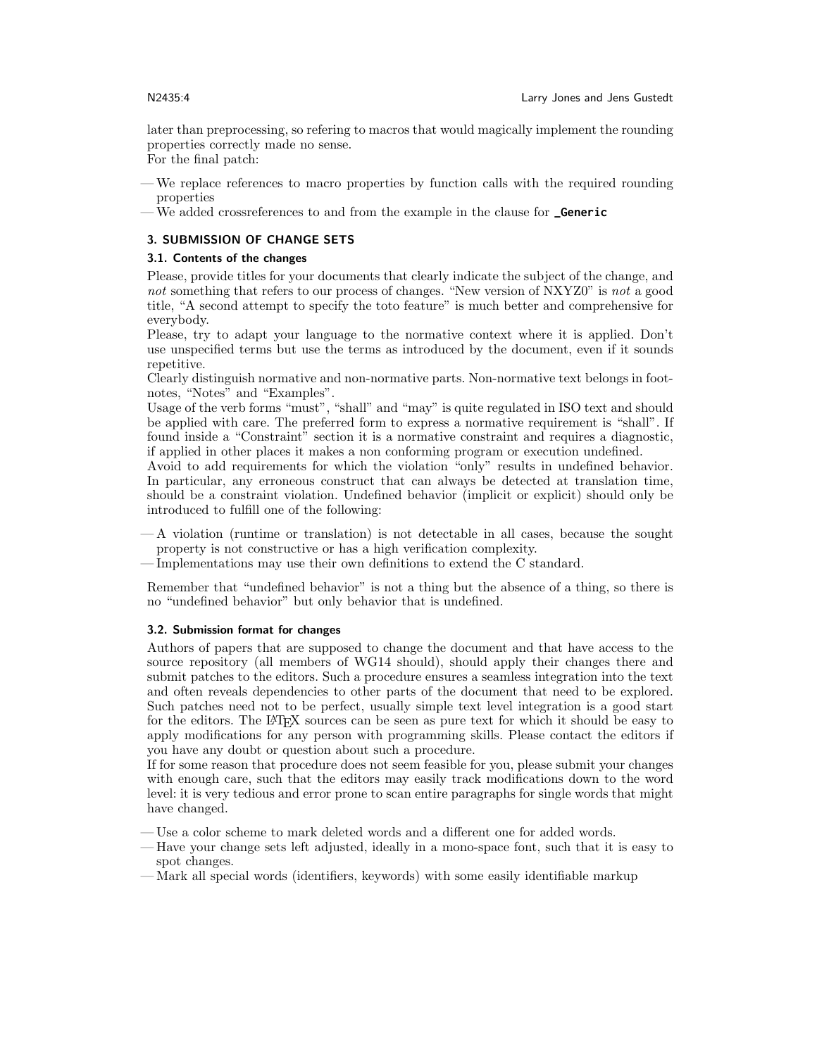later than preprocessing, so refering to macros that would magically implement the rounding properties correctly made no sense.
For the final patch:

- We replace references to macro properties by function calls with the required rounding properties
- We added crossreferences to and from the example in the clause for **`_Generic`**

## 3. SUBMISSION OF CHANGE SETS

### 3.1. Contents of the changes

Please, provide titles for your documents that clearly indicate the subject of the change, and *not* something that refers to our process of changes. "New version of NXYZ0" is *not* a good title, "A second attempt to specify the toto feature" is much better and comprehensive for everybody.
Please, try to adapt your language to the normative context where it is applied. Don't use unspecified terms but use the terms as introduced by the document, even if it sounds repetitive.
Clearly distinguish normative and non-normative parts. Non-normative text belongs in footnotes, "Notes" and "Examples".
Usage of the verb forms "must", "shall" and "may" is quite regulated in ISO text and should be applied with care. The preferred form to express a normative requirement is "shall". If found inside a "Constraint" section it is a normative constraint and requires a diagnostic, if applied in other places it makes a non conforming program or execution undefined.
Avoid to add requirements for which the violation "only" results in undefined behavior. In particular, any erroneous construct that can always be detected at translation time, should be a constraint violation. Undefined behavior (implicit or explicit) should only be introduced to fulfill one of the following:

- A violation (runtime or translation) is not detectable in all cases, because the sought property is not constructive or has a high verification complexity.
- Implementations may use their own definitions to extend the C standard.

Remember that "undefined behavior" is not a thing but the absence of a thing, so there is no "undefined behavior" but only behavior that is undefined.

### 3.2. Submission format for changes

Authors of papers that are supposed to change the document and that have access to the source repository (all members of WG14 should), should apply their changes there and submit patches to the editors. Such a procedure ensures a seamless integration into the text and often reveals dependencies to other parts of the document that need to be explored. Such patches need not to be perfect, usually simple text level integration is a good start for the editors. The LaTeX sources can be seen as pure text for which it should be easy to apply modifications for any person with programming skills. Please contact the editors if you have any doubt or question about such a procedure.
If for some reason that procedure does not seem feasible for you, please submit your changes with enough care, such that the editors may easily track modifications down to the word level: it is very tedious and error prone to scan entire paragraphs for single words that might have changed.

- Use a color scheme to mark deleted words and a different one for added words.
- Have your change sets left adjusted, ideally in a mono-space font, such that it is easy to spot changes.
- Mark all special words (identifiers, keywords) with some easily identifiable markup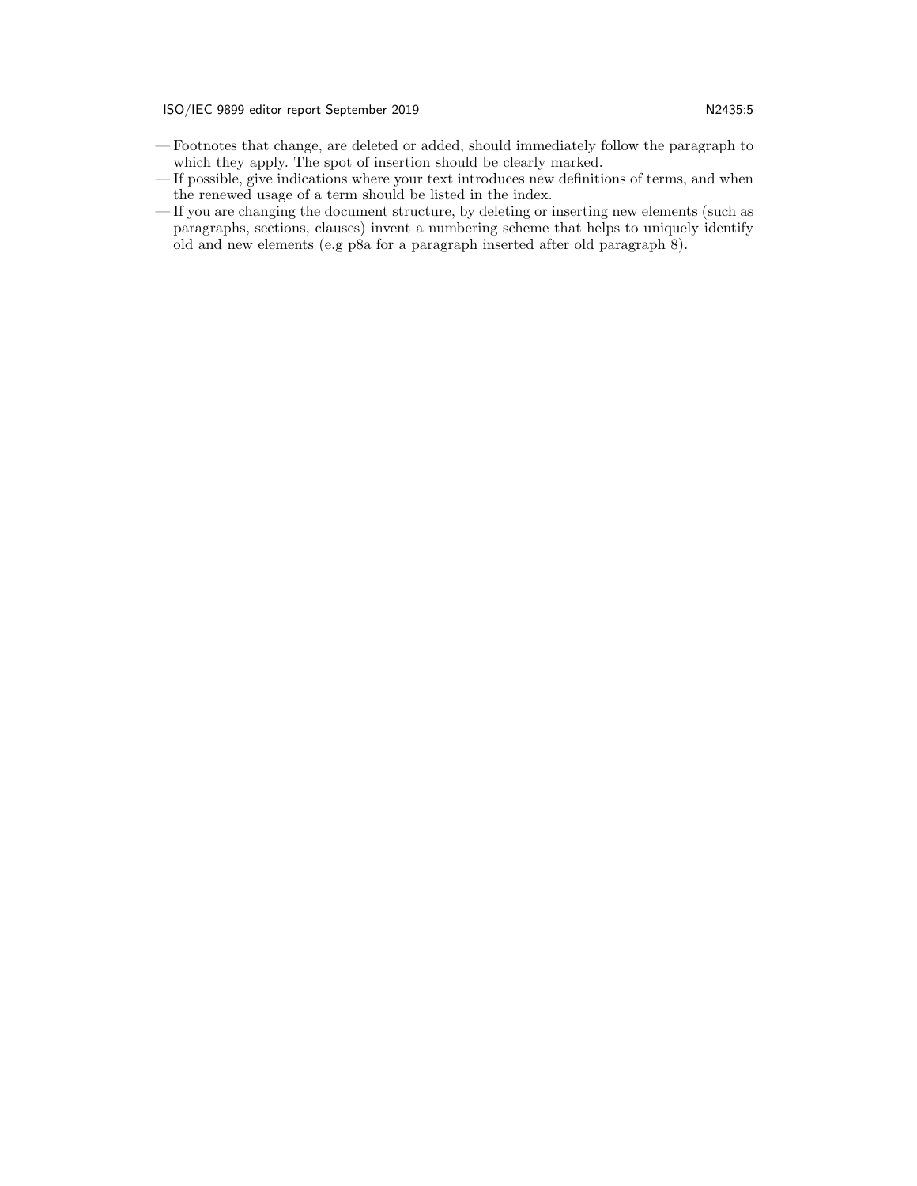- Footnotes that change, are deleted or added, should immediately follow the paragraph to which they apply. The spot of insertion should be clearly marked.
- If possible, give indications where your text introduces new definitions of terms, and when the renewed usage of a term should be listed in the index.
- If you are changing the document structure, by deleting or inserting new elements (such as paragraphs, sections, clauses) invent a numbering scheme that helps to uniquely identify old and new elements (e.g p8a for a paragraph inserted after old paragraph 8).